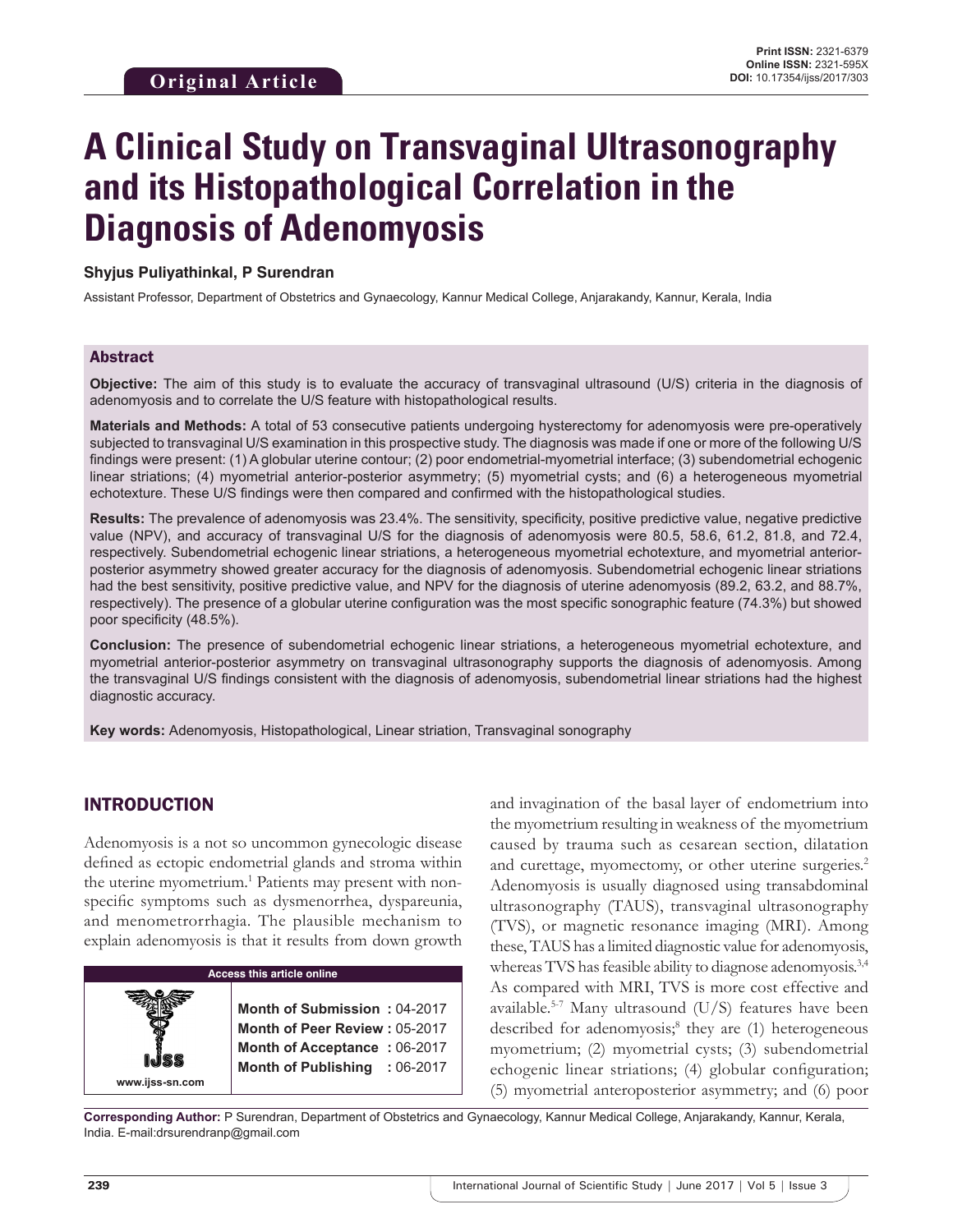Original Article

Print ISSN: 2321-6379
Online ISSN: 2321-595X
DOI: 10.17354/ijss/2017/303

# A Clinical Study on Transvaginal Ultrasonography and its Histopathological Correlation in the Diagnosis of Adenomyosis

**Shyjus Puliyathinkal, P Surendran**

Assistant Professor, Department of Obstetrics and Gynaecology, Kannur Medical College, Anjarakandy, Kannur, Kerala, India

## Abstract

**Objective:** The aim of this study is to evaluate the accuracy of transvaginal ultrasound (U/S) criteria in the diagnosis of adenomyosis and to correlate the U/S feature with histopathological results.

**Materials and Methods:** A total of 53 consecutive patients undergoing hysterectomy for adenomyosis were pre-operatively subjected to transvaginal U/S examination in this prospective study. The diagnosis was made if one or more of the following U/S findings were present: (1) A globular uterine contour; (2) poor endometrial-myometrial interface; (3) subendometrial echogenic linear striations; (4) myometrial anterior-posterior asymmetry; (5) myometrial cysts; and (6) a heterogeneous myometrial echotexture. These U/S findings were then compared and confirmed with the histopathological studies.

**Results:** The prevalence of adenomyosis was 23.4%. The sensitivity, specificity, positive predictive value, negative predictive value (NPV), and accuracy of transvaginal U/S for the diagnosis of adenomyosis were 80.5, 58.6, 61.2, 81.8, and 72.4, respectively. Subendometrial echogenic linear striations, a heterogeneous myometrial echotexture, and myometrial anterior-posterior asymmetry showed greater accuracy for the diagnosis of adenomyosis. Subendometrial echogenic linear striations had the best sensitivity, positive predictive value, and NPV for the diagnosis of uterine adenomyosis (89.2, 63.2, and 88.7%, respectively). The presence of a globular uterine configuration was the most specific sonographic feature (74.3%) but showed poor specificity (48.5%).

**Conclusion:** The presence of subendometrial echogenic linear striations, a heterogeneous myometrial echotexture, and myometrial anterior-posterior asymmetry on transvaginal ultrasonography supports the diagnosis of adenomyosis. Among the transvaginal U/S findings consistent with the diagnosis of adenomyosis, subendometrial linear striations had the highest diagnostic accuracy.

**Key words:** Adenomyosis, Histopathological, Linear striation, Transvaginal sonography

## INTRODUCTION

Adenomyosis is a not so uncommon gynecologic disease defined as ectopic endometrial glands and stroma within the uterine myometrium.[1] Patients may present with non-specific symptoms such as dysmenorrhea, dyspareunia, and menometrorrhagia. The plausible mechanism to explain adenomyosis is that it results from down growth and invagination of the basal layer of endometrium into the myometrium resulting in weakness of the myometrium caused by trauma such as cesarean section, dilatation and curettage, myomectomy, or other uterine surgeries.[2] Adenomyosis is usually diagnosed using transabdominal ultrasonography (TAUS), transvaginal ultrasonography (TVS), or magnetic resonance imaging (MRI). Among these, TAUS has a limited diagnostic value for adenomyosis, whereas TVS has feasible ability to diagnose adenomyosis.[3,4] As compared with MRI, TVS is more cost effective and available.[5-7] Many ultrasound (U/S) features have been described for adenomyosis;[8] they are (1) heterogeneous myometrium; (2) myometrial cysts; (3) subendometrial echogenic linear striations; (4) globular configuration; (5) myometrial anteroposterior asymmetry; and (6) poor

| Access this article online | |
|---|---|
| www.ijss-sn.com | **Month of Submission :** 04-2017<br>**Month of Peer Review :** 05-2017<br>**Month of Acceptance :** 06-2017<br>**Month of Publishing :** 06-2017 |

**Corresponding Author:** P Surendran, Department of Obstetrics and Gynaecology, Kannur Medical College, Anjarakandy, Kannur, Kerala, India. E-mail:drsurendranp@gmail.com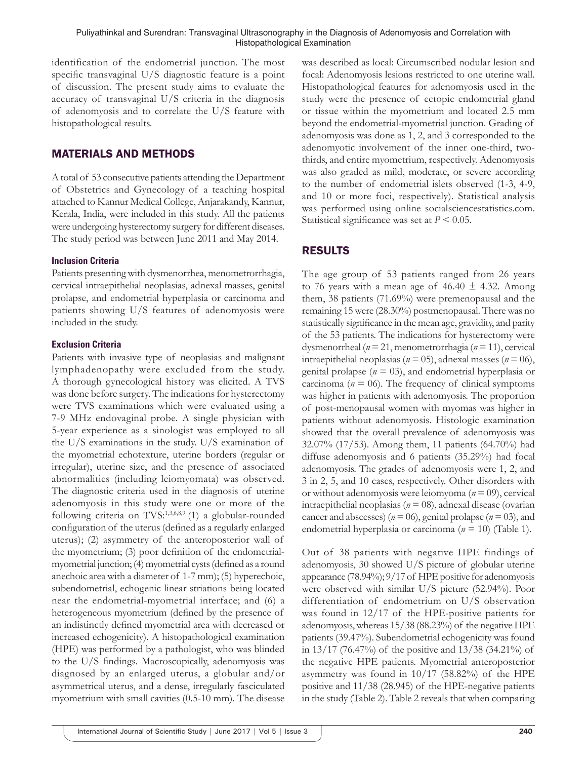identification of the endometrial junction. The most specific transvaginal U/S diagnostic feature is a point of discussion. The present study aims to evaluate the accuracy of transvaginal U/S criteria in the diagnosis of adenomyosis and to correlate the U/S feature with histopathological results.

## MATERIALS AND METHODS

A total of 53 consecutive patients attending the Department of Obstetrics and Gynecology of a teaching hospital attached to Kannur Medical College, Anjarakandy, Kannur, Kerala, India, were included in this study. All the patients were undergoing hysterectomy surgery for different diseases. The study period was between June 2011 and May 2014.

### Inclusion Criteria

Patients presenting with dysmenorrhea, menometrorrhagia, cervical intraepithelial neoplasias, adnexal masses, genital prolapse, and endometrial hyperplasia or carcinoma and patients showing U/S features of adenomyosis were included in the study.

### Exclusion Criteria

Patients with invasive type of neoplasias and malignant lymphadenopathy were excluded from the study. A thorough gynecological history was elicited. A TVS was done before surgery. The indications for hysterectomy were TVS examinations which were evaluated using a 7-9 MHz endovaginal probe. A single physician with 5-year experience as a sinologist was employed to all the U/S examinations in the study. U/S examination of the myometrial echotexture, uterine borders (regular or irregular), uterine size, and the presence of associated abnormalities (including leiomyomata) was observed. The diagnostic criteria used in the diagnosis of uterine adenomyosis in this study were one or more of the following criteria on TVS:[1,3,6,8,9] (1) a globular-rounded configuration of the uterus (defined as a regularly enlarged uterus); (2) asymmetry of the anteroposterior wall of the myometrium; (3) poor definition of the endometrial-myometrial junction; (4) myometrial cysts (defined as a round anechoic area with a diameter of 1-7 mm); (5) hyperechoic, subendometrial, echogenic linear striations being located near the endometrial-myometrial interface; and (6) a heterogeneous myometrium (defined by the presence of an indistinctly defined myometrial area with decreased or increased echogenicity). A histopathological examination (HPE) was performed by a pathologist, who was blinded to the U/S findings. Macroscopically, adenomyosis was diagnosed by an enlarged uterus, a globular and/or asymmetrical uterus, and a dense, irregularly fasciculated myometrium with small cavities (0.5-10 mm). The disease was described as local: Circumscribed nodular lesion and focal: Adenomyosis lesions restricted to one uterine wall. Histopathological features for adenomyosis used in the study were the presence of ectopic endometrial gland or tissue within the myometrium and located 2.5 mm beyond the endometrial-myometrial junction. Grading of adenomyosis was done as 1, 2, and 3 corresponded to the adenomyotic involvement of the inner one-third, two-thirds, and entire myometrium, respectively. Adenomyosis was also graded as mild, moderate, or severe according to the number of endometrial islets observed (1-3, 4-9, and 10 or more foci, respectively). Statistical analysis was performed using online socialsciencestatistics.com. Statistical significance was set at $P < 0.05$.

## RESULTS

The age group of 53 patients ranged from 26 years to 76 years with a mean age of $46.40 \pm 4.32$. Among them, 38 patients (71.69%) were premenopausal and the remaining 15 were (28.30%) postmenopausal. There was no statistically significance in the mean age, gravidity, and parity of the 53 patients. The indications for hysterectomy were dysmenorrheal ($n = 21$), menometrorrhagia ($n = 11$), cervical intraepithelial neoplasias ($n = 05$), adnexal masses ($n = 06$), genital prolapse ($n = 03$), and endometrial hyperplasia or carcinoma ($n = 06$). The frequency of clinical symptoms was higher in patients with adenomyosis. The proportion of post-menopausal women with myomas was higher in patients without adenomyosis. Histologic examination showed that the overall prevalence of adenomyosis was 32.07% (17/53). Among them, 11 patients (64.70%) had diffuse adenomyosis and 6 patients (35.29%) had focal adenomyosis. The grades of adenomyosis were 1, 2, and 3 in 2, 5, and 10 cases, respectively. Other disorders with or without adenomyosis were leiomyoma ($n = 09$), cervical intraepithelial neoplasias ($n = 08$), adnexal disease (ovarian cancer and abscesses) ($n = 06$), genital prolapse ($n = 03$), and endometrial hyperplasia or carcinoma ($n = 10$) (Table 1).

Out of 38 patients with negative HPE findings of adenomyosis, 30 showed U/S picture of globular uterine appearance (78.94%); 9/17 of HPE positive for adenomyosis were observed with similar U/S picture (52.94%). Poor differentiation of endometrium on U/S observation was found in 12/17 of the HPE-positive patients for adenomyosis, whereas 15/38 (88.23%) of the negative HPE patients (39.47%). Subendometrial echogenicity was found in 13/17 (76.47%) of the positive and 13/38 (34.21%) of the negative HPE patients. Myometrial anteroposterior asymmetry was found in 10/17 (58.82%) of the HPE positive and 11/38 (28.945) of the HPE-negative patients in the study (Table 2). Table 2 reveals that when comparing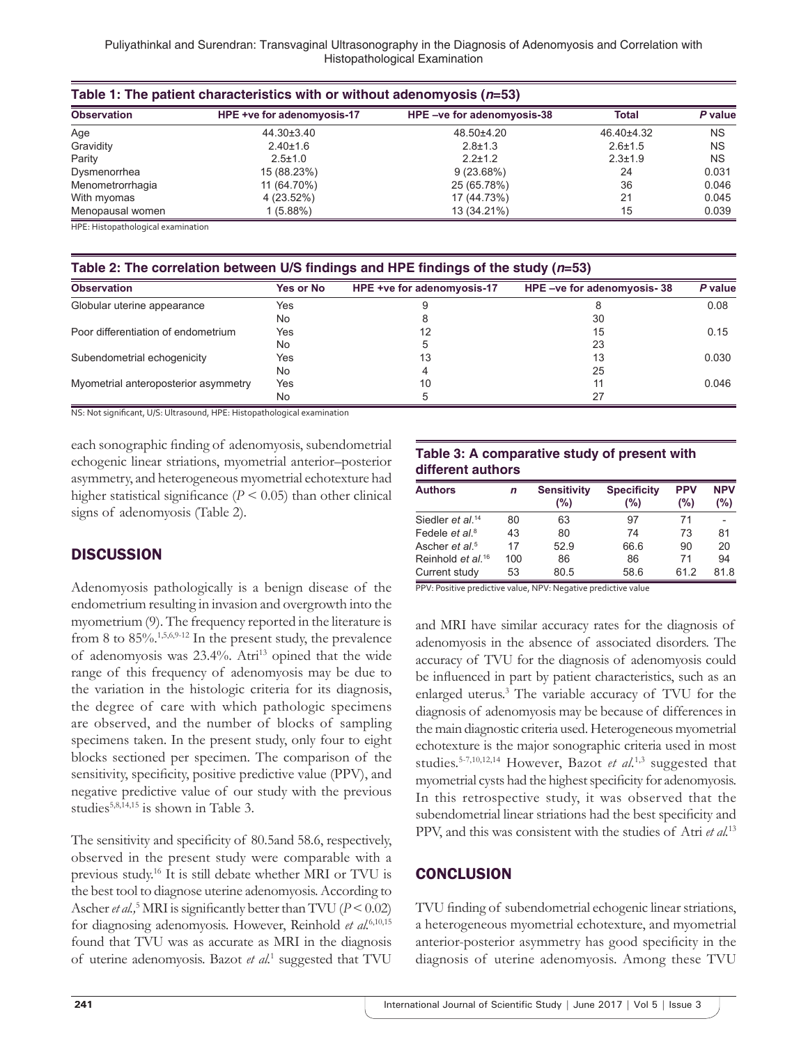**Table 1: The patient characteristics with or without adenomyosis (*n*=53)**

| Observation | HPE +ve for adenomyosis-17 | HPE –ve for adenomyosis-38 | Total | *P* value |
|---|---|---|---|---|
| Age | 44.30±3.40 | 48.50±4.20 | 46.40±4.32 | NS |
| Gravidity | 2.40±1.6 | 2.8±1.3 | 2.6±1.5 | NS |
| Parity | 2.5±1.0 | 2.2±1.2 | 2.3±1.9 | NS |
| Dysmenorrhea | 15 (88.23%) | 9 (23.68%) | 24 | 0.031 |
| Menometrorrhagia | 11 (64.70%) | 25 (65.78%) | 36 | 0.046 |
| With myomas | 4 (23.52%) | 17 (44.73%) | 21 | 0.045 |
| Menopausal women | 1 (5.88%) | 13 (34.21%) | 15 | 0.039 |

HPE: Histopathological examination

**Table 2: The correlation between U/S findings and HPE findings of the study (*n*=53)**

| Observation | Yes or No | HPE +ve for adenomyosis-17 | HPE –ve for adenomyosis- 38 | *P* value |
|---|---|---|---|---|
| Globular uterine appearance | Yes | 9 | 8 | 0.08 |
| | No | 8 | 30 | |
| Poor differentiation of endometrium | Yes | 12 | 15 | 0.15 |
| | No | 5 | 23 | |
| Subendometrial echogenicity | Yes | 13 | 13 | 0.030 |
| | No | 4 | 25 | |
| Myometrial anteroposterior asymmetry | Yes | 10 | 11 | 0.046 |
| | No | 5 | 27 | |

NS: Not significant, U/S: Ultrasound, HPE: Histopathological examination

each sonographic finding of adenomyosis, subendometrial echogenic linear striations, myometrial anterior–posterior asymmetry, and heterogeneous myometrial echotexture had higher statistical significance ($P < 0.05$) than other clinical signs of adenomyosis (Table 2).

## DISCUSSION

Adenomyosis pathologically is a benign disease of the endometrium resulting in invasion and overgrowth into the myometrium (9). The frequency reported in the literature is from 8 to 85%.[1,5,6,9-12] In the present study, the prevalence of adenomyosis was 23.4%. Atri[13] opined that the wide range of this frequency of adenomyosis may be due to the variation in the histologic criteria for its diagnosis, the degree of care with which pathologic specimens are observed, and the number of blocks of sampling specimens taken. In the present study, only four to eight blocks sectioned per specimen. The comparison of the sensitivity, specificity, positive predictive value (PPV), and negative predictive value of our study with the previous studies[5,8,14,15] is shown in Table 3.

The sensitivity and specificity of 80.5and 58.6, respectively, observed in the present study were comparable with a previous study.[16] It is still debate whether MRI or TVU is the best tool to diagnose uterine adenomyosis. According to Ascher *et al.,*[5] MRI is significantly better than TVU ($P < 0.02$) for diagnosing adenomyosis. However, Reinhold *et al.*[6,10,15] found that TVU was as accurate as MRI in the diagnosis of uterine adenomyosis. Bazot *et al.*[1] suggested that TVU and MRI have similar accuracy rates for the diagnosis of adenomyosis in the absence of associated disorders. The accuracy of TVU for the diagnosis of adenomyosis could be influenced in part by patient characteristics, such as an enlarged uterus.[3] The variable accuracy of TVU for the diagnosis of adenomyosis may be because of differences in the main diagnostic criteria used. Heterogeneous myometrial echotexture is the major sonographic criteria used in most studies.[5-7,10,12,14] However, Bazot *et al.*[1,3] suggested that myometrial cysts had the highest specificity for adenomyosis. In this retrospective study, it was observed that the subendometrial linear striations had the best specificity and PPV, and this was consistent with the studies of Atri *et al.*[13]

**Table 3: A comparative study of present with different authors**

| Authors | *n* | Sensitivity (%) | Specificity (%) | PPV (%) | NPV (%) |
|---|---|---|---|---|---|
| Siedler *et al.*[14] | 80 | 63 | 97 | 71 | - |
| Fedele *et al.*[8] | 43 | 80 | 74 | 73 | 81 |
| Ascher *et al.*[5] | 17 | 52.9 | 66.6 | 90 | 20 |
| Reinhold *et al.*[16] | 100 | 86 | 86 | 71 | 94 |
| Current study | 53 | 80.5 | 58.6 | 61.2 | 81.8 |

PPV: Positive predictive value, NPV: Negative predictive value

## CONCLUSION

TVU finding of subendometrial echogenic linear striations, a heterogeneous myometrial echotexture, and myometrial anterior-posterior asymmetry has good specificity in the diagnosis of uterine adenomyosis. Among these TVU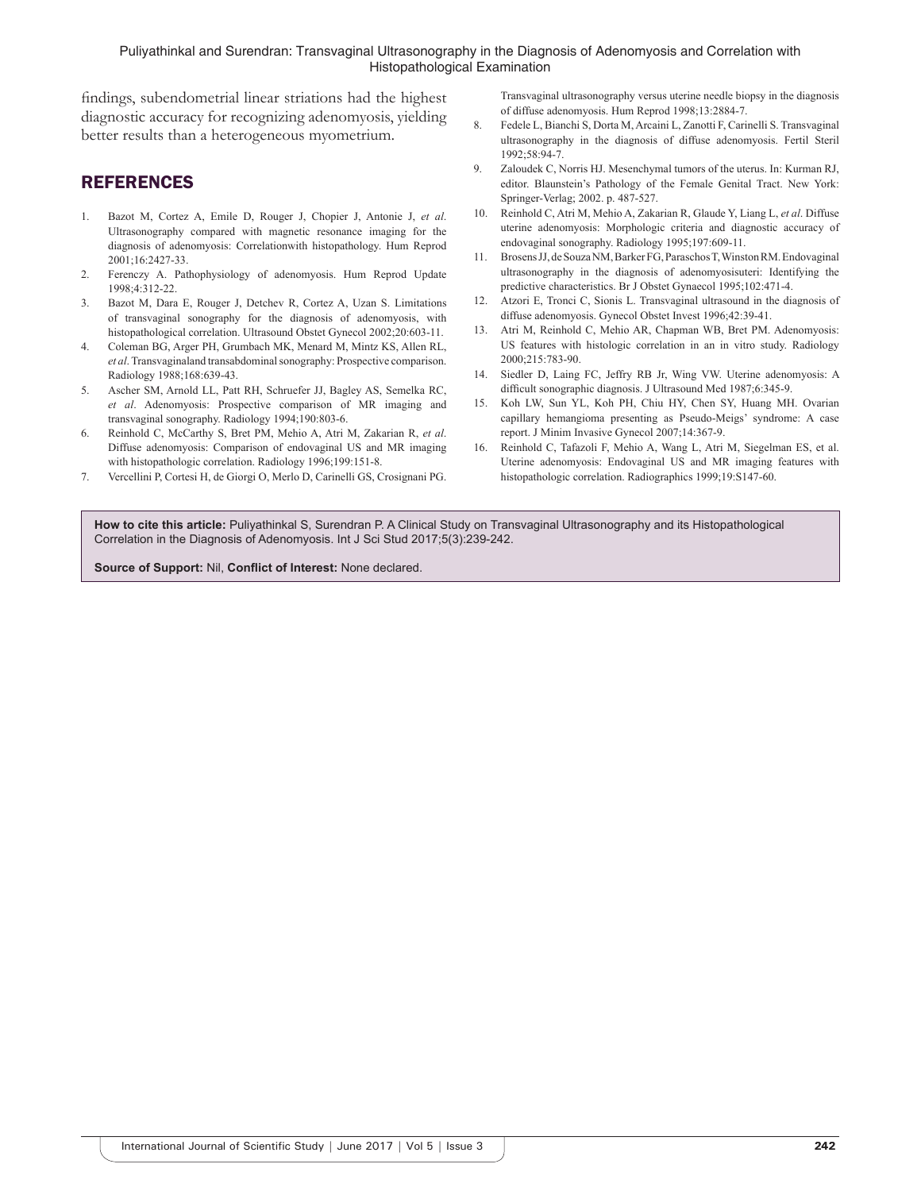findings, subendometrial linear striations had the highest diagnostic accuracy for recognizing adenomyosis, yielding better results than a heterogeneous myometrium.

## REFERENCES

1. Bazot M, Cortez A, Emile D, Rouger J, Chopier J, Antonie J, *et al*. Ultrasonography compared with magnetic resonance imaging for the diagnosis of adenomyosis: Correlationwith histopathology. Hum Reprod 2001;16:2427-33.
2. Ferenczy A. Pathophysiology of adenomyosis. Hum Reprod Update 1998;4:312-22.
3. Bazot M, Dara E, Rouger J, Detchev R, Cortez A, Uzan S. Limitations of transvaginal sonography for the diagnosis of adenomyosis, with histopathological correlation. Ultrasound Obstet Gynecol 2002;20:603-11.
4. Coleman BG, Arger PH, Grumbach MK, Menard M, Mintz KS, Allen RL, *et al*. Transvaginaland transabdominal sonography: Prospective comparison. Radiology 1988;168:639-43.
5. Ascher SM, Arnold LL, Patt RH, Schruefer JJ, Bagley AS, Semelka RC, *et al*. Adenomyosis: Prospective comparison of MR imaging and transvaginal sonography. Radiology 1994;190:803-6.
6. Reinhold C, McCarthy S, Bret PM, Mehio A, Atri M, Zakarian R, *et al*. Diffuse adenomyosis: Comparison of endovaginal US and MR imaging with histopathologic correlation. Radiology 1996;199:151-8.
7. Vercellini P, Cortesi H, de Giorgi O, Merlo D, Carinelli GS, Crosignani PG. Transvaginal ultrasonography versus uterine needle biopsy in the diagnosis of diffuse adenomyosis. Hum Reprod 1998;13:2884-7.
8. Fedele L, Bianchi S, Dorta M, Arcaini L, Zanotti F, Carinelli S. Transvaginal ultrasonography in the diagnosis of diffuse adenomyosis. Fertil Steril 1992;58:94-7.
9. Zaloudek C, Norris HJ. Mesenchymal tumors of the uterus. In: Kurman RJ, editor. Blaunstein's Pathology of the Female Genital Tract. New York: Springer-Verlag; 2002. p. 487-527.
10. Reinhold C, Atri M, Mehio A, Zakarian R, Glaude Y, Liang L, *et al*. Diffuse uterine adenomyosis: Morphologic criteria and diagnostic accuracy of endovaginal sonography. Radiology 1995;197:609-11.
11. Brosens JJ, de Souza NM, Barker FG, Paraschos T, Winston RM. Endovaginal ultrasonography in the diagnosis of adenomyosisuteri: Identifying the predictive characteristics. Br J Obstet Gynaecol 1995;102:471-4.
12. Atzori E, Tronci C, Sionis L. Transvaginal ultrasound in the diagnosis of diffuse adenomyosis. Gynecol Obstet Invest 1996;42:39-41.
13. Atri M, Reinhold C, Mehio AR, Chapman WB, Bret PM. Adenomyosis: US features with histologic correlation in an in vitro study. Radiology 2000;215:783-90.
14. Siedler D, Laing FC, Jeffry RB Jr, Wing VW. Uterine adenomyosis: A difficult sonographic diagnosis. J Ultrasound Med 1987;6:345-9.
15. Koh LW, Sun YL, Koh PH, Chiu HY, Chen SY, Huang MH. Ovarian capillary hemangioma presenting as Pseudo-Meigs' syndrome: A case report. J Minim Invasive Gynecol 2007;14:367-9.
16. Reinhold C, Tafazoli F, Mehio A, Wang L, Atri M, Siegelman ES, et al. Uterine adenomyosis: Endovaginal US and MR imaging features with histopathologic correlation. Radiographics 1999;19:S147-60.

**How to cite this article:** Puliyathinkal S, Surendran P. A Clinical Study on Transvaginal Ultrasonography and its Histopathological Correlation in the Diagnosis of Adenomyosis. Int J Sci Stud 2017;5(3):239-242.

**Source of Support:** Nil, **Conflict of Interest:** None declared.